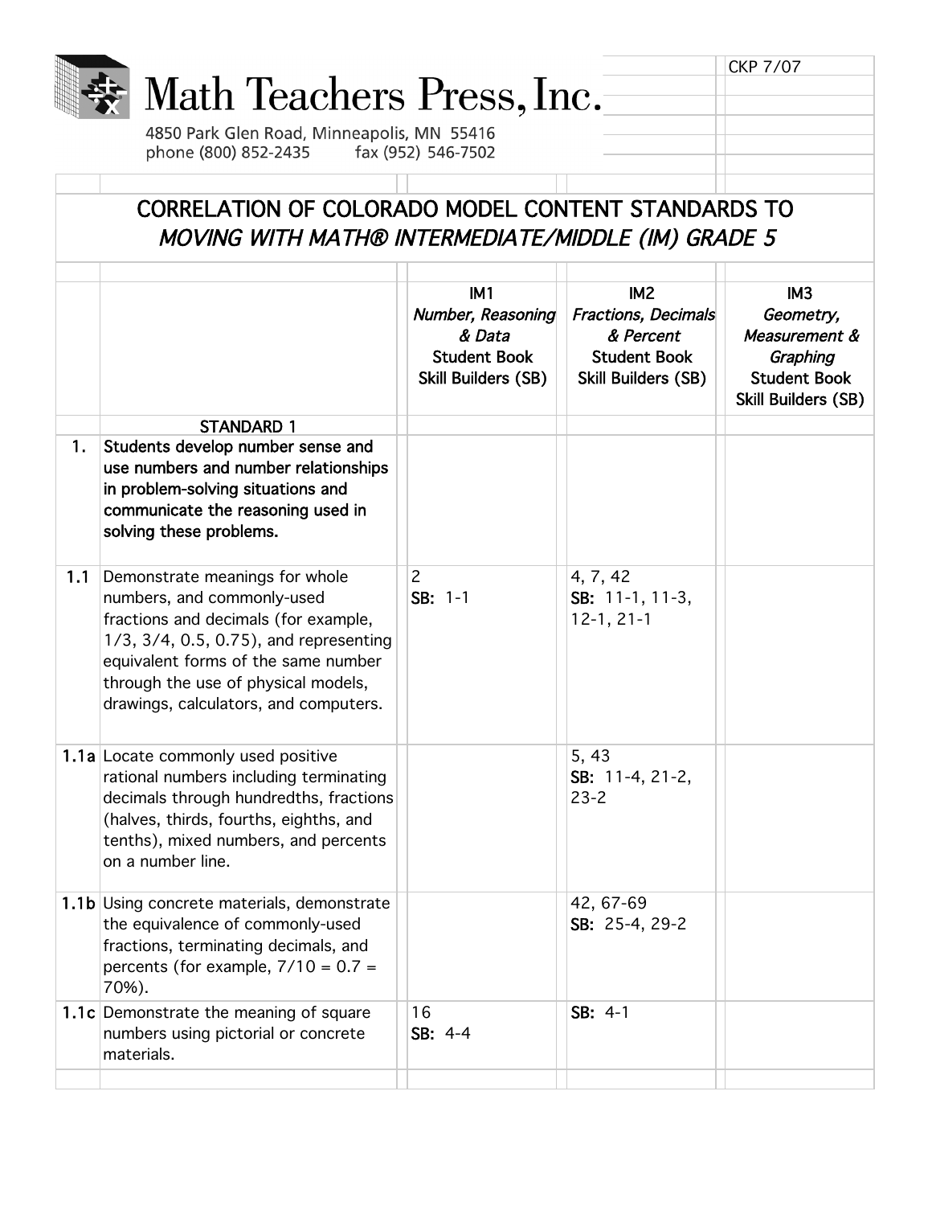Math Teachers Press, Inc.

4850 Park Glen Road, Minneapolis, MN 55416
phone (800) 852-2435 fax (952) 546-7502

CKP 7/07

# CORRELATION OF COLORADO MODEL CONTENT STANDARDS TO *MOVING WITH MATH® INTERMEDIATE/MIDDLE (IM) GRADE 5*

| | | IM1 *Number, Reasoning & Data* Student Book Skill Builders (SB) | IM2 *Fractions, Decimals & Percent* Student Book Skill Builders (SB) | IM3 *Geometry, Measurement & Graphing* Student Book Skill Builders (SB) |
|---|---|---|---|---|
| | **STANDARD 1** | | | |
| **1.** | **Students develop number sense and use numbers and number relationships in problem-solving situations and communicate the reasoning used in solving these problems.** | | | |
| **1.1** | Demonstrate meanings for whole numbers, and commonly-used fractions and decimals (for example, 1/3, 3/4, 0.5, 0.75), and representing equivalent forms of the same number through the use of physical models, drawings, calculators, and computers. | 2<br>**SB:** 1-1 | 4, 7, 42<br>**SB:** 11-1, 11-3, 12-1, 21-1 | |
| **1.1a** | Locate commonly used positive rational numbers including terminating decimals through hundredths, fractions (halves, thirds, fourths, eighths, and tenths), mixed numbers, and percents on a number line. | | 5, 43<br>**SB:** 11-4, 21-2, 23-2 | |
| **1.1b** | Using concrete materials, demonstrate the equivalence of commonly-used fractions, terminating decimals, and percents (for example, 7/10 = 0.7 = 70%). | | 42, 67-69<br>**SB:** 25-4, 29-2 | |
| **1.1c** | Demonstrate the meaning of square numbers using pictorial or concrete materials. | 16<br>**SB:** 4-4 | **SB:** 4-1 | |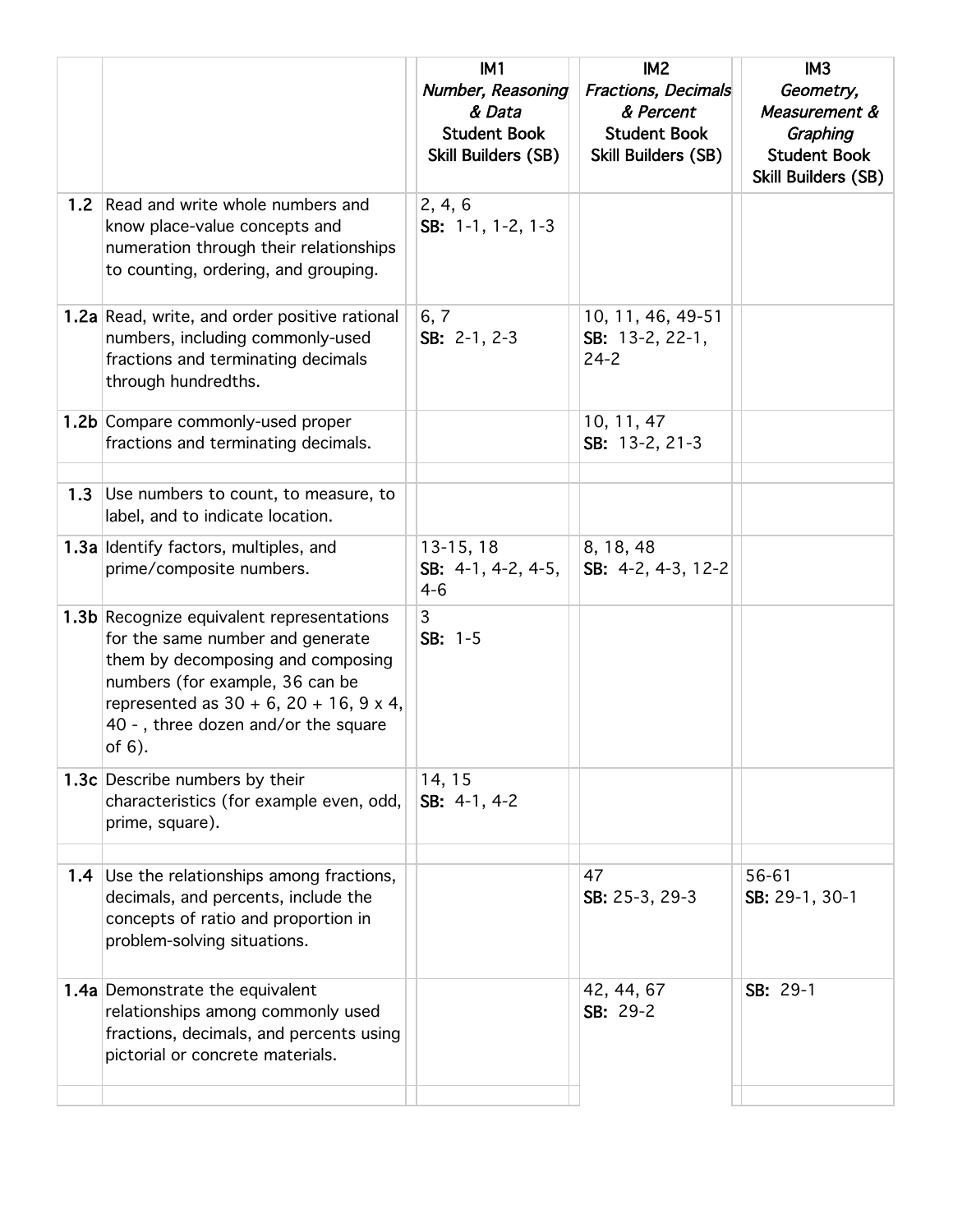| | | IM1 *Number, Reasoning & Data* Student Book Skill Builders (SB) | IM2 *Fractions, Decimals & Percent* Student Book Skill Builders (SB) | IM3 *Geometry, Measurement & Graphing* Student Book Skill Builders (SB) |
|---|---|---|---|---|
| **1.2** | Read and write whole numbers and know place-value concepts and numeration through their relationships to counting, ordering, and grouping. | 2, 4, 6<br>**SB:** 1-1, 1-2, 1-3 | | |
| **1.2a** | Read, write, and order positive rational numbers, including commonly-used fractions and terminating decimals through hundredths. | 6, 7<br>**SB:** 2-1, 2-3 | 10, 11, 46, 49-51<br>**SB:** 13-2, 22-1, 24-2 | |
| **1.2b** | Compare commonly-used proper fractions and terminating decimals. | | 10, 11, 47<br>**SB:** 13-2, 21-3 | |
| | | | | |
| **1.3** | Use numbers to count, to measure, to label, and to indicate location. | | | |
| **1.3a** | Identify factors, multiples, and prime/composite numbers. | 13-15, 18<br>**SB:** 4-1, 4-2, 4-5, 4-6 | 8, 18, 48<br>**SB:** 4-2, 4-3, 12-2 | |
| **1.3b** | Recognize equivalent representations for the same number and generate them by decomposing and composing numbers (for example, 36 can be represented as 30 + 6, 20 + 16, 9 x 4, 40 - , three dozen and/or the square of 6). | 3<br>**SB:** 1-5 | | |
| **1.3c** | Describe numbers by their characteristics (for example even, odd, prime, square). | 14, 15<br>**SB:** 4-1, 4-2 | | |
| | | | | |
| **1.4** | Use the relationships among fractions, decimals, and percents, include the concepts of ratio and proportion in problem-solving situations. | | 47<br>**SB:** 25-3, 29-3 | 56-61<br>**SB:** 29-1, 30-1 |
| **1.4a** | Demonstrate the equivalent relationships among commonly used fractions, decimals, and percents using pictorial or concrete materials. | | 42, 44, 67<br>**SB:** 29-2 | **SB:** 29-1 |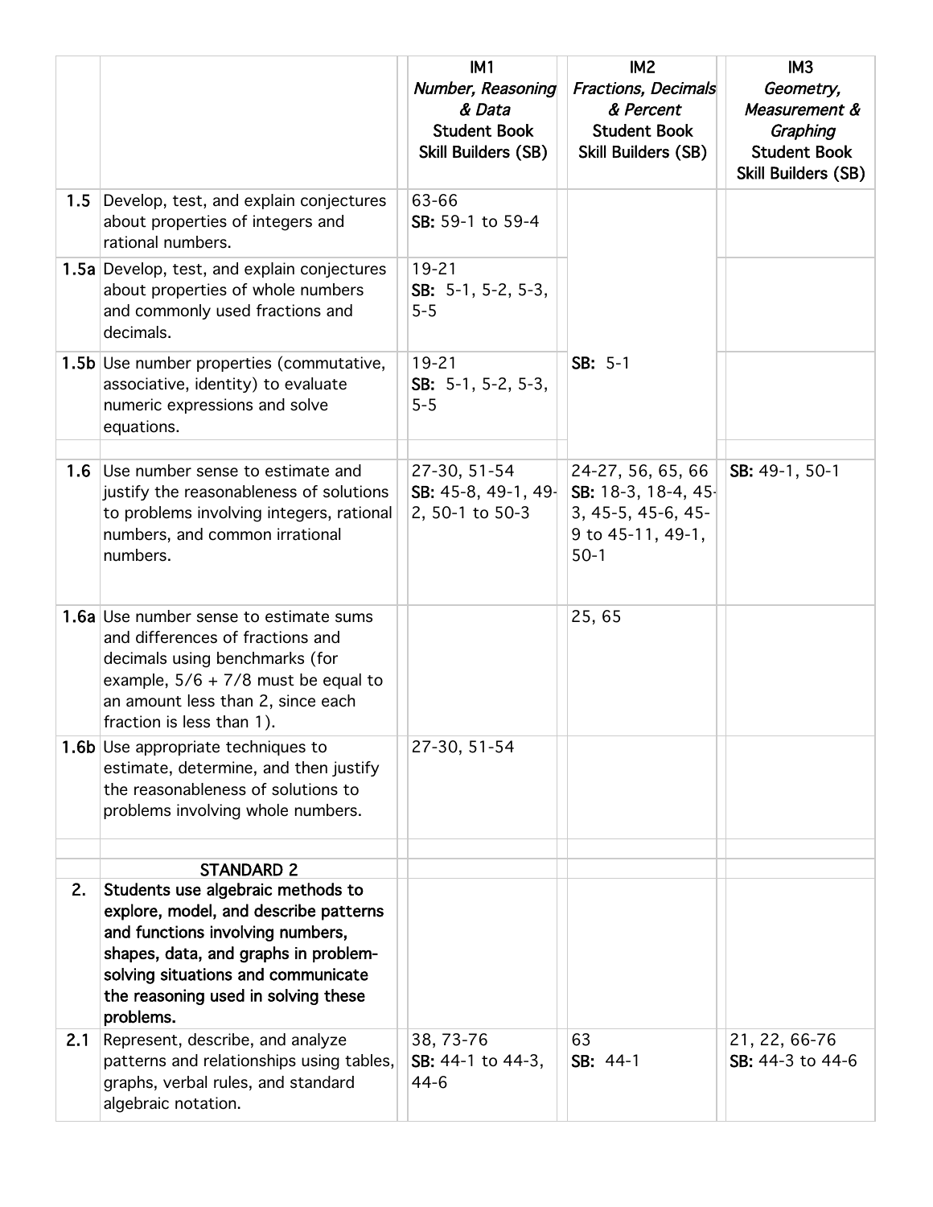| | | IM1 *Number, Reasoning & Data* **Student Book Skill Builders (SB)** | IM2 *Fractions, Decimals & Percent* **Student Book Skill Builders (SB)** | IM3 *Geometry, Measurement & Graphing* **Student Book Skill Builders (SB)** |
|---|---|---|---|---|
| **1.5** | Develop, test, and explain conjectures about properties of integers and rational numbers. | 63-66 **SB:** 59-1 to 59-4 | | |
| **1.5a** | Develop, test, and explain conjectures about properties of whole numbers and commonly used fractions and decimals. | 19-21 **SB:** 5-1, 5-2, 5-3, 5-5 | | |
| **1.5b** | Use number properties (commutative, associative, identity) to evaluate numeric expressions and solve equations. | 19-21 **SB:** 5-1, 5-2, 5-3, 5-5 | **SB:** 5-1 | |
| | | | | |
| **1.6** | Use number sense to estimate and justify the reasonableness of solutions to problems involving integers, rational numbers, and common irrational numbers. | 27-30, 51-54 **SB:** 45-8, 49-1, 49-2, 50-1 to 50-3 | 24-27, 56, 65, 66 **SB:** 18-3, 18-4, 45-3, 45-5, 45-6, 45-9 to 45-11, 49-1, 50-1 | **SB:** 49-1, 50-1 |
| **1.6a** | Use number sense to estimate sums and differences of fractions and decimals using benchmarks (for example, 5/6 + 7/8 must be equal to an amount less than 2, since each fraction is less than 1). | | 25, 65 | |
| **1.6b** | Use appropriate techniques to estimate, determine, and then justify the reasonableness of solutions to problems involving whole numbers. | 27-30, 51-54 | | |
| | | | | |
| | **STANDARD 2** | | | |
| **2.** | **Students use algebraic methods to explore, model, and describe patterns and functions involving numbers, shapes, data, and graphs in problem-solving situations and communicate the reasoning used in solving these problems.** | | | |
| **2.1** | Represent, describe, and analyze patterns and relationships using tables, graphs, verbal rules, and standard algebraic notation. | 38, 73-76 **SB:** 44-1 to 44-3, 44-6 | 63 **SB:** 44-1 | 21, 22, 66-76 **SB:** 44-3 to 44-6 |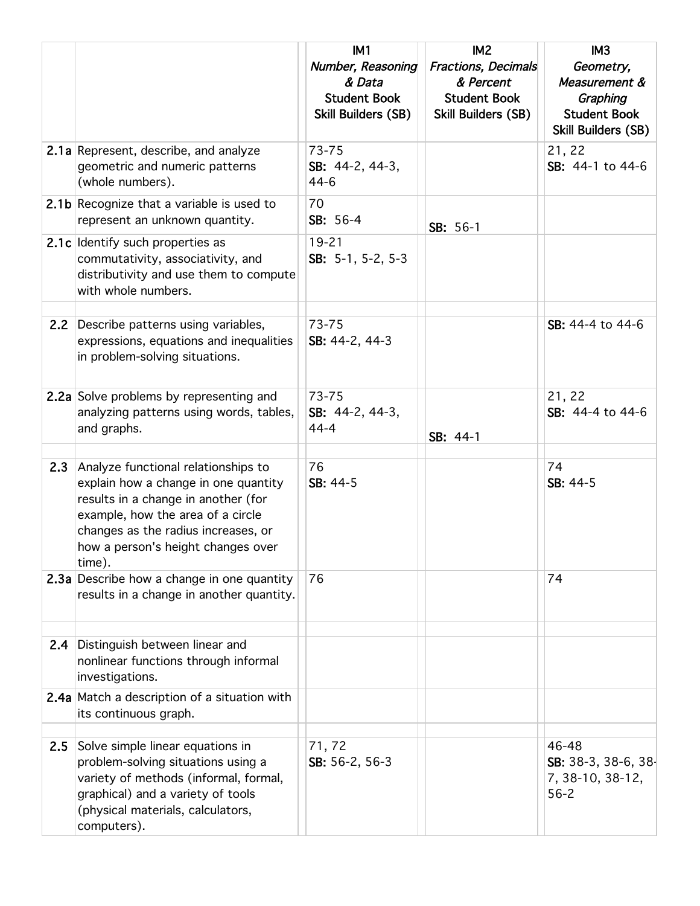| | | IM1<br>*Number, Reasoning & Data*<br>Student Book<br>Skill Builders (SB) | IM2<br>*Fractions, Decimals & Percent*<br>Student Book<br>Skill Builders (SB) | IM3<br>*Geometry, Measurement & Graphing*<br>Student Book<br>Skill Builders (SB) |
|---|---|---|---|---|
| **2.1a** | Represent, describe, and analyze geometric and numeric patterns (whole numbers). | 73-75<br>**SB:** 44-2, 44-3, 44-6 | | 21, 22<br>**SB:** 44-1 to 44-6 |
| **2.1b** | Recognize that a variable is used to represent an unknown quantity. | 70<br>**SB:** 56-4 | **SB:** 56-1 | |
| **2.1c** | Identify such properties as commutativity, associativity, and distributivity and use them to compute with whole numbers. | 19-21<br>**SB:** 5-1, 5-2, 5-3 | | |
| | | | | |
| **2.2** | Describe patterns using variables, expressions, equations and inequalities in problem-solving situations. | 73-75<br>**SB:** 44-2, 44-3 | | **SB:** 44-4 to 44-6 |
| **2.2a** | Solve problems by representing and analyzing patterns using words, tables, and graphs. | 73-75<br>**SB:** 44-2, 44-3, 44-4 | **SB:** 44-1 | 21, 22<br>**SB:** 44-4 to 44-6 |
| | | | | |
| **2.3** | Analyze functional relationships to explain how a change in one quantity results in a change in another (for example, how the area of a circle changes as the radius increases, or how a person's height changes over time). | 76<br>**SB:** 44-5 | | 74<br>**SB:** 44-5 |
| **2.3a** | Describe how a change in one quantity results in a change in another quantity. | 76 | | 74 |
| | | | | |
| **2.4** | Distinguish between linear and nonlinear functions through informal investigations. | | | |
| **2.4a** | Match a description of a situation with its continuous graph. | | | |
| | | | | |
| **2.5** | Solve simple linear equations in problem-solving situations using a variety of methods (informal, formal, graphical) and a variety of tools (physical materials, calculators, computers). | 71, 72<br>**SB:** 56-2, 56-3 | | 46-48<br>**SB:** 38-3, 38-6, 38-7, 38-10, 38-12, 56-2 |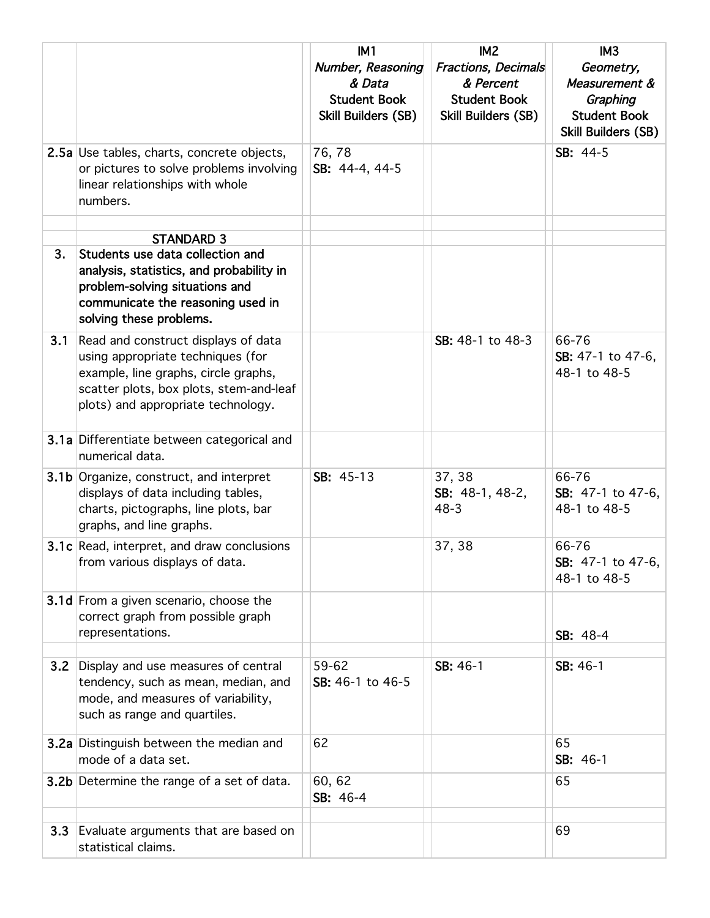| | | IM1 *Number, Reasoning & Data* Student Book Skill Builders (SB) | IM2 *Fractions, Decimals & Percent* Student Book Skill Builders (SB) | IM3 *Geometry, Measurement & Graphing* Student Book Skill Builders (SB) |
|---|---|---|---|---|
| **2.5a** | Use tables, charts, concrete objects, or pictures to solve problems involving linear relationships with whole numbers. | 76, 78 **SB:** 44-4, 44-5 | | **SB:** 44-5 |
| | | | | |
| | **STANDARD 3** | | | |
| **3.** | **Students use data collection and analysis, statistics, and probability in problem-solving situations and communicate the reasoning used in solving these problems.** | | | |
| **3.1** | Read and construct displays of data using appropriate techniques (for example, line graphs, circle graphs, scatter plots, box plots, stem-and-leaf plots) and appropriate technology. | | **SB:** 48-1 to 48-3 | 66-76 **SB:** 47-1 to 47-6, 48-1 to 48-5 |
| **3.1a** | Differentiate between categorical and numerical data. | | | |
| **3.1b** | Organize, construct, and interpret displays of data including tables, charts, pictographs, line plots, bar graphs, and line graphs. | **SB:** 45-13 | 37, 38 **SB:** 48-1, 48-2, 48-3 | 66-76 **SB:** 47-1 to 47-6, 48-1 to 48-5 |
| **3.1c** | Read, interpret, and draw conclusions from various displays of data. | | 37, 38 | 66-76 **SB:** 47-1 to 47-6, 48-1 to 48-5 |
| **3.1d** | From a given scenario, choose the correct graph from possible graph representations. | | | **SB:** 48-4 |
| | | | | |
| **3.2** | Display and use measures of central tendency, such as mean, median, and mode, and measures of variability, such as range and quartiles. | 59-62 **SB:** 46-1 to 46-5 | **SB:** 46-1 | **SB:** 46-1 |
| **3.2a** | Distinguish between the median and mode of a data set. | 62 | | 65 **SB:** 46-1 |
| **3.2b** | Determine the range of a set of data. | 60, 62 **SB:** 46-4 | | 65 |
| | | | | |
| **3.3** | Evaluate arguments that are based on statistical claims. | | | 69 |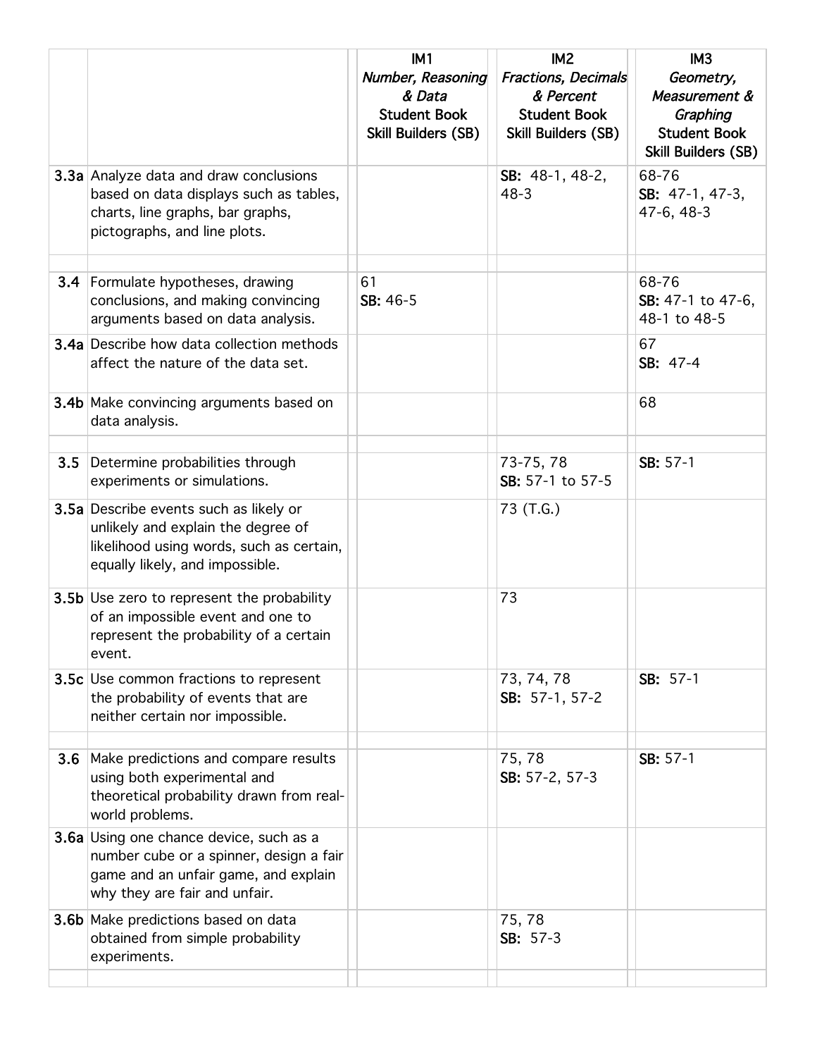| | | IM1 *Number, Reasoning & Data* **Student Book Skill Builders (SB)** | IM2 *Fractions, Decimals & Percent* **Student Book Skill Builders (SB)** | IM3 *Geometry, Measurement & Graphing* **Student Book Skill Builders (SB)** |
|---|---|---|---|---|
| **3.3a** | Analyze data and draw conclusions based on data displays such as tables, charts, line graphs, bar graphs, pictographs, and line plots. | | **SB:** 48-1, 48-2, 48-3 | 68-76 **SB:** 47-1, 47-3, 47-6, 48-3 |
| | | | | |
| **3.4** | Formulate hypotheses, drawing conclusions, and making convincing arguments based on data analysis. | 61 **SB:** 46-5 | | 68-76 **SB:** 47-1 to 47-6, 48-1 to 48-5 |
| **3.4a** | Describe how data collection methods affect the nature of the data set. | | | 67 **SB:** 47-4 |
| **3.4b** | Make convincing arguments based on data analysis. | | | 68 |
| | | | | |
| **3.5** | Determine probabilities through experiments or simulations. | | 73-75, 78 **SB:** 57-1 to 57-5 | **SB:** 57-1 |
| **3.5a** | Describe events such as likely or unlikely and explain the degree of likelihood using words, such as certain, equally likely, and impossible. | | 73 (T.G.) | |
| **3.5b** | Use zero to represent the probability of an impossible event and one to represent the probability of a certain event. | | 73 | |
| **3.5c** | Use common fractions to represent the probability of events that are neither certain nor impossible. | | 73, 74, 78 **SB:** 57-1, 57-2 | **SB:** 57-1 |
| | | | | |
| **3.6** | Make predictions and compare results using both experimental and theoretical probability drawn from real-world problems. | | 75, 78 **SB:** 57-2, 57-3 | **SB:** 57-1 |
| **3.6a** | Using one chance device, such as a number cube or a spinner, design a fair game and an unfair game, and explain why they are fair and unfair. | | | |
| **3.6b** | Make predictions based on data obtained from simple probability experiments. | | 75, 78 **SB:** 57-3 | |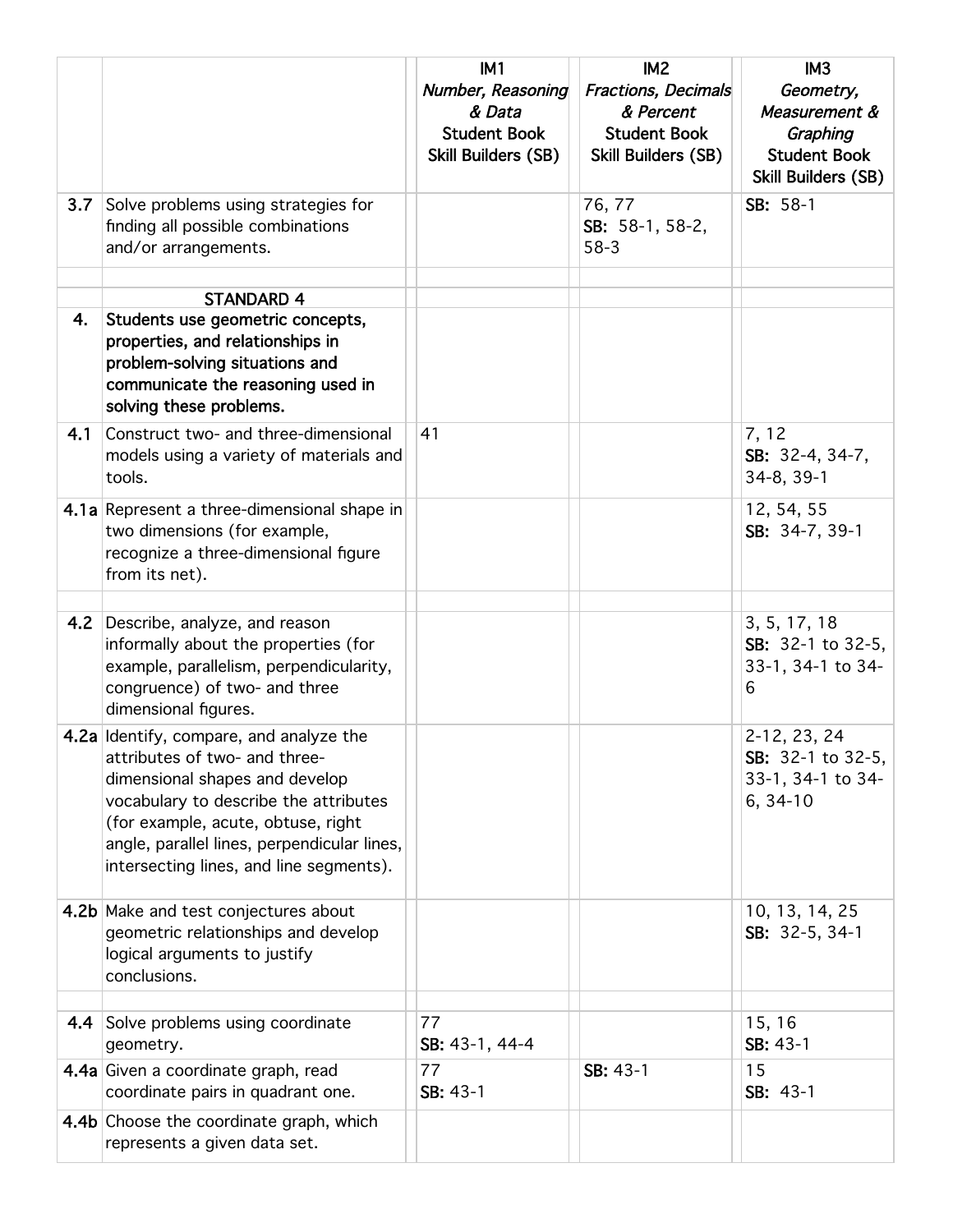| | | IM1<br>*Number, Reasoning & Data*<br>Student Book<br>Skill Builders (SB) | IM2<br>*Fractions, Decimals & Percent*<br>Student Book<br>Skill Builders (SB) | IM3<br>*Geometry, Measurement & Graphing*<br>Student Book<br>Skill Builders (SB) |
|---|---|---|---|---|
| **3.7** | Solve problems using strategies for finding all possible combinations and/or arrangements. | | 76, 77<br>**SB:** 58-1, 58-2, 58-3 | **SB:** 58-1 |
| | | | | |
| | **STANDARD 4** | | | |
| **4.** | **Students use geometric concepts, properties, and relationships in problem-solving situations and communicate the reasoning used in solving these problems.** | | | |
| **4.1** | Construct two- and three-dimensional models using a variety of materials and tools. | 41 | | 7, 12<br>**SB:** 32-4, 34-7, 34-8, 39-1 |
| **4.1a** | Represent a three-dimensional shape in two dimensions (for example, recognize a three-dimensional figure from its net). | | | 12, 54, 55<br>**SB:** 34-7, 39-1 |
| | | | | |
| **4.2** | Describe, analyze, and reason informally about the properties (for example, parallelism, perpendicularity, congruence) of two- and three dimensional figures. | | | 3, 5, 17, 18<br>**SB:** 32-1 to 32-5, 33-1, 34-1 to 34-6 |
| **4.2a** | Identify, compare, and analyze the attributes of two- and three-dimensional shapes and develop vocabulary to describe the attributes (for example, acute, obtuse, right angle, parallel lines, perpendicular lines, intersecting lines, and line segments). | | | 2-12, 23, 24<br>**SB:** 32-1 to 32-5, 33-1, 34-1 to 34-6, 34-10 |
| **4.2b** | Make and test conjectures about geometric relationships and develop logical arguments to justify conclusions. | | | 10, 13, 14, 25<br>**SB:** 32-5, 34-1 |
| | | | | |
| **4.4** | Solve problems using coordinate geometry. | 77<br>**SB:** 43-1, 44-4 | | 15, 16<br>**SB:** 43-1 |
| **4.4a** | Given a coordinate graph, read coordinate pairs in quadrant one. | 77<br>**SB:** 43-1 | **SB:** 43-1 | 15<br>**SB:** 43-1 |
| **4.4b** | Choose the coordinate graph, which represents a given data set. | | | |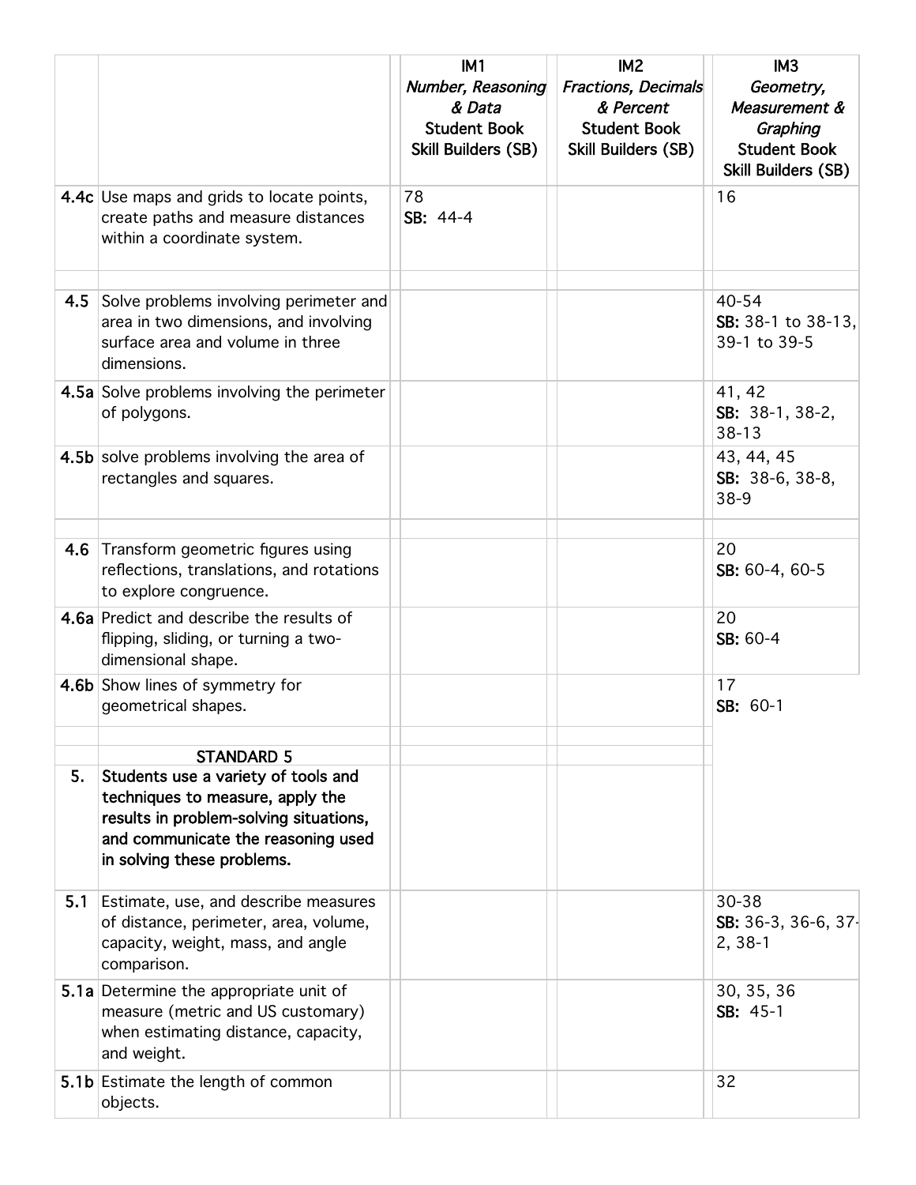| | | IM1 *Number, Reasoning & Data* Student Book Skill Builders (SB) | IM2 *Fractions, Decimals & Percent* Student Book Skill Builders (SB) | IM3 *Geometry, Measurement & Graphing* Student Book Skill Builders (SB) |
|---|---|---|---|---|
| **4.4c** | Use maps and grids to locate points, create paths and measure distances within a coordinate system. | 78 **SB:** 44-4 | | 16 |
| | | | | |
| **4.5** | Solve problems involving perimeter and area in two dimensions, and involving surface area and volume in three dimensions. | | | 40-54 **SB:** 38-1 to 38-13, 39-1 to 39-5 |
| **4.5a** | Solve problems involving the perimeter of polygons. | | | 41, 42 **SB:** 38-1, 38-2, 38-13 |
| **4.5b** | solve problems involving the area of rectangles and squares. | | | 43, 44, 45 **SB:** 38-6, 38-8, 38-9 |
| | | | | |
| **4.6** | Transform geometric figures using reflections, translations, and rotations to explore congruence. | | | 20 **SB:** 60-4, 60-5 |
| **4.6a** | Predict and describe the results of flipping, sliding, or turning a two-dimensional shape. | | | 20 **SB:** 60-4 |
| **4.6b** | Show lines of symmetry for geometrical shapes. | | | 17 **SB:** 60-1 |
| | | | | |
| | **STANDARD 5** | | | |
| **5.** | **Students use a variety of tools and techniques to measure, apply the results in problem-solving situations, and communicate the reasoning used in solving these problems.** | | | |
| **5.1** | Estimate, use, and describe measures of distance, perimeter, area, volume, capacity, weight, mass, and angle comparison. | | | 30-38 **SB:** 36-3, 36-6, 37-2, 38-1 |
| **5.1a** | Determine the appropriate unit of measure (metric and US customary) when estimating distance, capacity, and weight. | | | 30, 35, 36 **SB:** 45-1 |
| **5.1b** | Estimate the length of common objects. | | | 32 |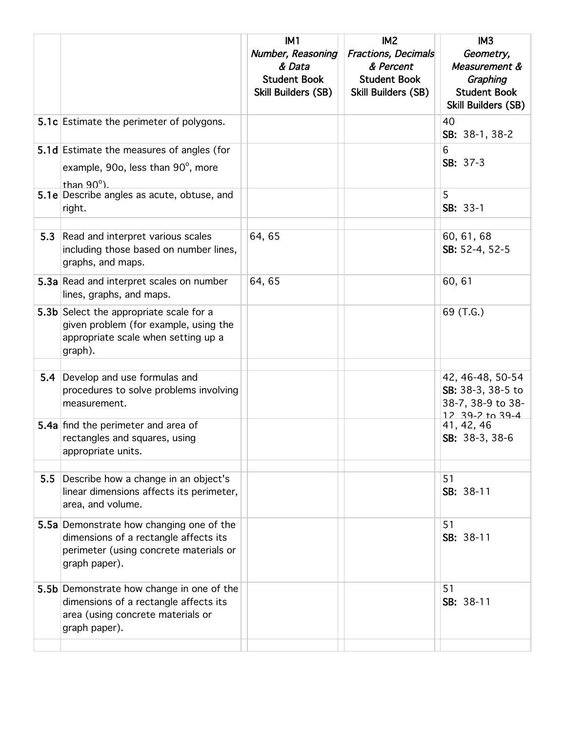| | | IM1 *Number, Reasoning & Data* Student Book Skill Builders (SB) | IM2 *Fractions, Decimals & Percent* Student Book Skill Builders (SB) | IM3 *Geometry, Measurement & Graphing* Student Book Skill Builders (SB) |
|---|---|---|---|---|
| **5.1c** | Estimate the perimeter of polygons. | | | 40 **SB:** 38-1, 38-2 |
| **5.1d** | Estimate the measures of angles (for example, 90o, less than 90°, more than 90°). | | | 6 **SB:** 37-3 |
| **5.1e** | Describe angles as acute, obtuse, and right. | | | 5 **SB:** 33-1 |
| | | | | |
| **5.3** | Read and interpret various scales including those based on number lines, graphs, and maps. | 64, 65 | | 60, 61, 68 **SB:** 52-4, 52-5 |
| **5.3a** | Read and interpret scales on number lines, graphs, and maps. | 64, 65 | | 60, 61 |
| **5.3b** | Select the appropriate scale for a given problem (for example, using the appropriate scale when setting up a graph). | | | 69 (T.G.) |
| | | | | |
| **5.4** | Develop and use formulas and procedures to solve problems involving measurement. | | | 42, 46-48, 50-54 **SB:** 38-3, 38-5 to 38-7, 38-9 to 38-12, 39-2 to 39-4 |
| **5.4a** | find the perimeter and area of rectangles and squares, using appropriate units. | | | 41, 42, 46 **SB:** 38-3, 38-6 |
| | | | | |
| **5.5** | Describe how a change in an object's linear dimensions affects its perimeter, area, and volume. | | | 51 **SB:** 38-11 |
| **5.5a** | Demonstrate how changing one of the dimensions of a rectangle affects its perimeter (using concrete materials or graph paper). | | | 51 **SB:** 38-11 |
| **5.5b** | Demonstrate how change in one of the dimensions of a rectangle affects its area (using concrete materials or graph paper). | | | 51 **SB:** 38-11 |
| | | | | |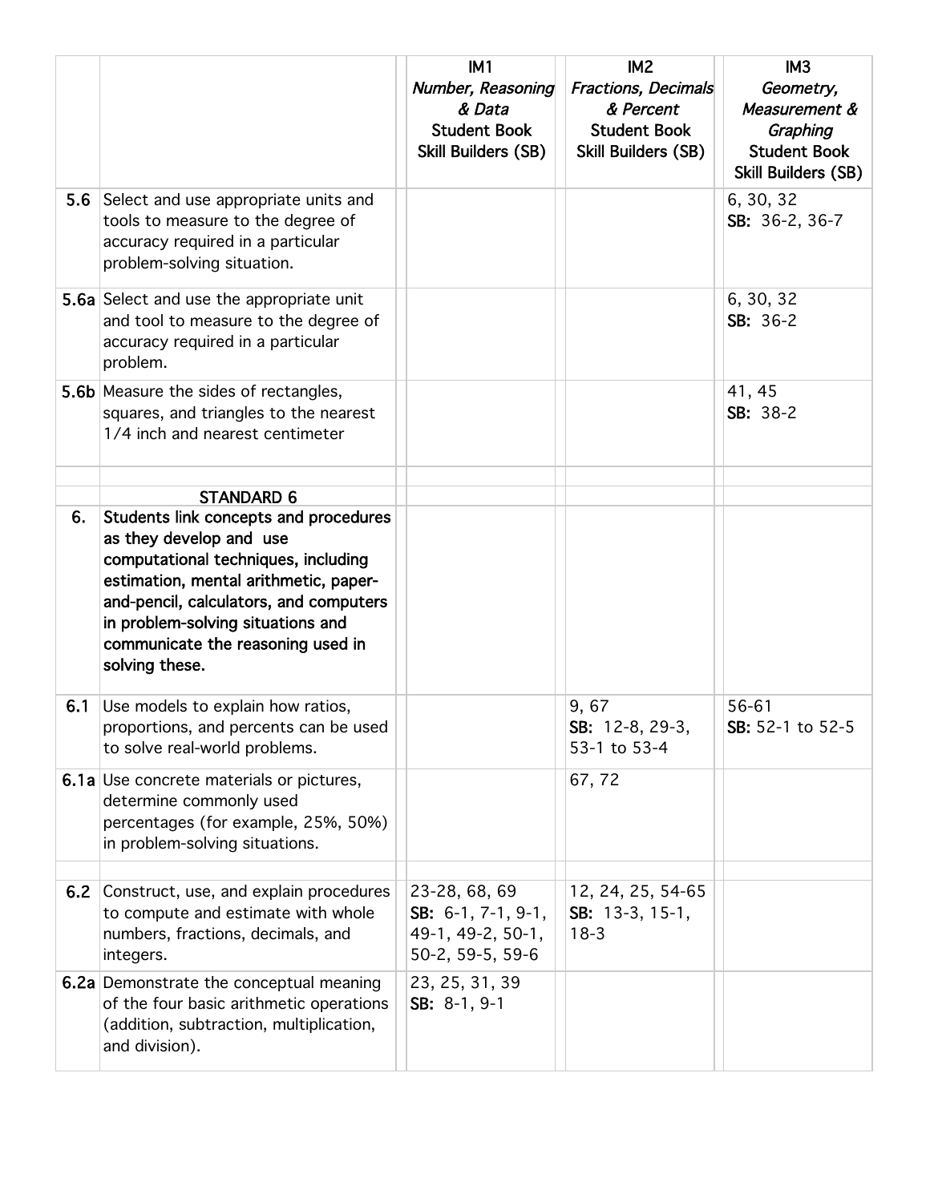| | | IM1 *Number, Reasoning & Data* Student Book Skill Builders (SB) | IM2 *Fractions, Decimals & Percent* Student Book Skill Builders (SB) | IM3 *Geometry, Measurement & Graphing* Student Book Skill Builders (SB) |
|---|---|---|---|---|
| **5.6** | Select and use appropriate units and tools to measure to the degree of accuracy required in a particular problem-solving situation. | | | 6, 30, 32 **SB:** 36-2, 36-7 |
| **5.6a** | Select and use the appropriate unit and tool to measure to the degree of accuracy required in a particular problem. | | | 6, 30, 32 **SB:** 36-2 |
| **5.6b** | Measure the sides of rectangles, squares, and triangles to the nearest 1/4 inch and nearest centimeter | | | 41, 45 **SB:** 38-2 |
| | | | | |
| | **STANDARD 6** | | | |
| **6.** | **Students link concepts and procedures as they develop and use computational techniques, including estimation, mental arithmetic, paper-and-pencil, calculators, and computers in problem-solving situations and communicate the reasoning used in solving these.** | | | |
| **6.1** | Use models to explain how ratios, proportions, and percents can be used to solve real-world problems. | | 9, 67 **SB:** 12-8, 29-3, 53-1 to 53-4 | 56-61 **SB:** 52-1 to 52-5 |
| **6.1a** | Use concrete materials or pictures, determine commonly used percentages (for example, 25%, 50%) in problem-solving situations. | | 67, 72 | |
| | | | | |
| **6.2** | Construct, use, and explain procedures to compute and estimate with whole numbers, fractions, decimals, and integers. | 23-28, 68, 69 **SB:** 6-1, 7-1, 9-1, 49-1, 49-2, 50-1, 50-2, 59-5, 59-6 | 12, 24, 25, 54-65 **SB:** 13-3, 15-1, 18-3 | |
| **6.2a** | Demonstrate the conceptual meaning of the four basic arithmetic operations (addition, subtraction, multiplication, and division). | 23, 25, 31, 39 **SB:** 8-1, 9-1 | | |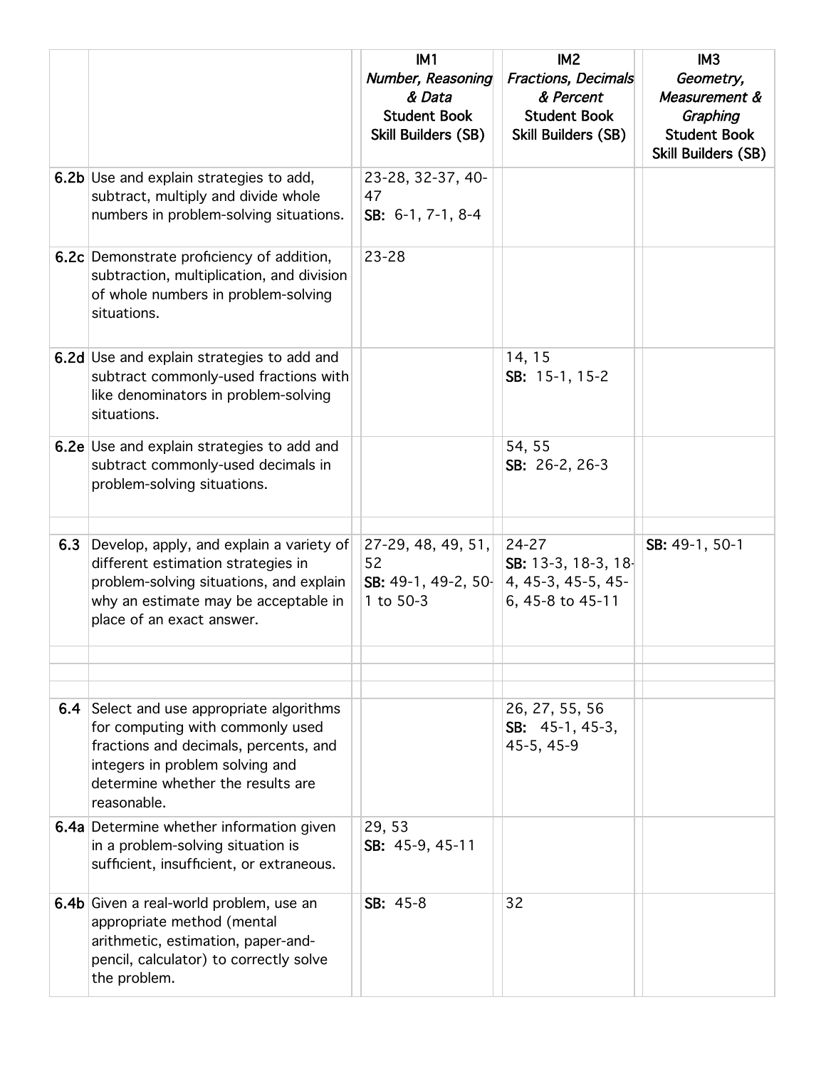| | | IM1 *Number, Reasoning & Data* Student Book Skill Builders (SB) | IM2 *Fractions, Decimals & Percent* Student Book Skill Builders (SB) | IM3 *Geometry, Measurement & Graphing* Student Book Skill Builders (SB) |
|---|---|---|---|---|
| **6.2b** | Use and explain strategies to add, subtract, multiply and divide whole numbers in problem-solving situations. | 23-28, 32-37, 40-47 **SB:** 6-1, 7-1, 8-4 | | |
| **6.2c** | Demonstrate proficiency of addition, subtraction, multiplication, and division of whole numbers in problem-solving situations. | 23-28 | | |
| **6.2d** | Use and explain strategies to add and subtract commonly-used fractions with like denominators in problem-solving situations. | | 14, 15 **SB:** 15-1, 15-2 | |
| **6.2e** | Use and explain strategies to add and subtract commonly-used decimals in problem-solving situations. | | 54, 55 **SB:** 26-2, 26-3 | |
| | | | | |
| **6.3** | Develop, apply, and explain a variety of different estimation strategies in problem-solving situations, and explain why an estimate may be acceptable in place of an exact answer. | 27-29, 48, 49, 51, 52 **SB:** 49-1, 49-2, 50-1 to 50-3 | 24-27 **SB:** 13-3, 18-3, 18-4, 45-3, 45-5, 45-6, 45-8 to 45-11 | **SB:** 49-1, 50-1 |
| | | | | |
| | | | | |
| | | | | |
| **6.4** | Select and use appropriate algorithms for computing with commonly used fractions and decimals, percents, and integers in problem solving and determine whether the results are reasonable. | | 26, 27, 55, 56 **SB:** 45-1, 45-3, 45-5, 45-9 | |
| **6.4a** | Determine whether information given in a problem-solving situation is sufficient, insufficient, or extraneous. | 29, 53 **SB:** 45-9, 45-11 | | |
| **6.4b** | Given a real-world problem, use an appropriate method (mental arithmetic, estimation, paper-and-pencil, calculator) to correctly solve the problem. | **SB:** 45-8 | 32 | |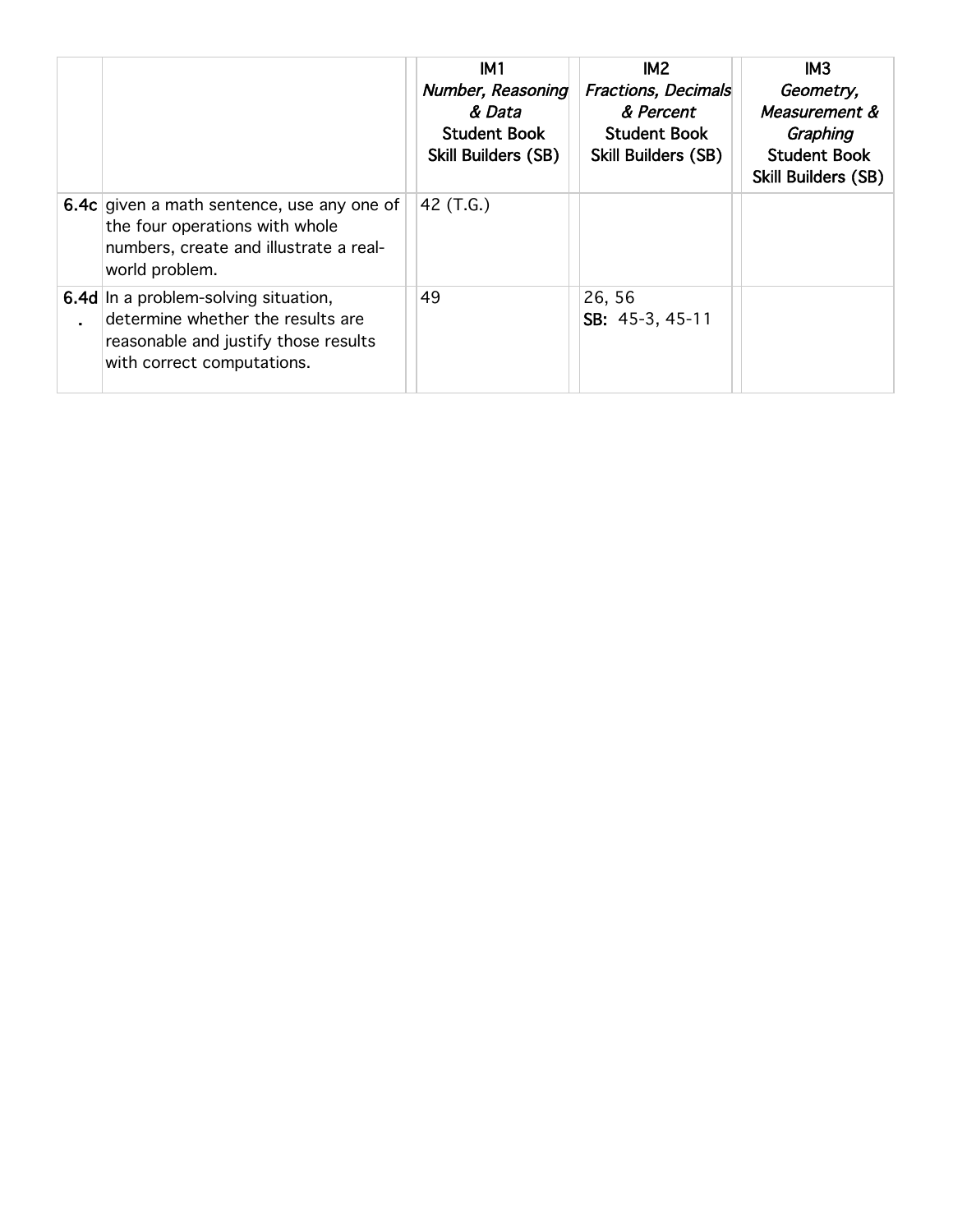| | | IM1 *Number, Reasoning & Data* Student Book Skill Builders (SB) | IM2 *Fractions, Decimals & Percent* Student Book Skill Builders (SB) | IM3 *Geometry, Measurement & Graphing* Student Book Skill Builders (SB) |
|---|---|---|---|---|
| **6.4c** | given a math sentence, use any one of the four operations with whole numbers, create and illustrate a real-world problem. | 42 (T.G.) | | |
| **6.4d.** | In a problem-solving situation, determine whether the results are reasonable and justify those results with correct computations. | 49 | 26, 56 **SB:** 45-3, 45-11 | |